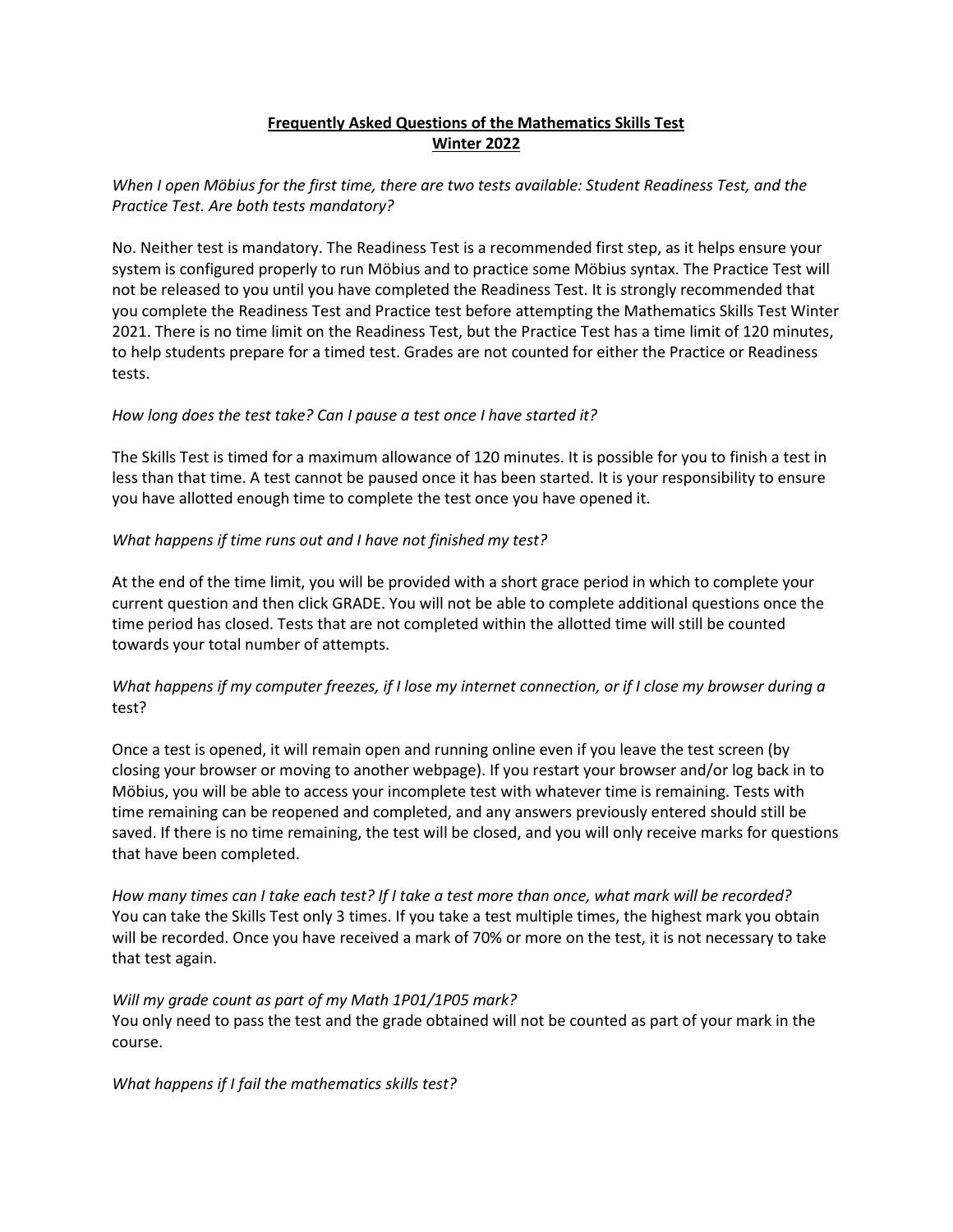**Frequently Asked Questions of the Mathematics Skills Test**
**Winter 2022**

*When I open Möbius for the first time, there are two tests available: Student Readiness Test, and the Practice Test. Are both tests mandatory?*

No. Neither test is mandatory. The Readiness Test is a recommended first step, as it helps ensure your system is configured properly to run Möbius and to practice some Möbius syntax. The Practice Test will not be released to you until you have completed the Readiness Test. It is strongly recommended that you complete the Readiness Test and Practice test before attempting the Mathematics Skills Test Winter 2021. There is no time limit on the Readiness Test, but the Practice Test has a time limit of 120 minutes, to help students prepare for a timed test. Grades are not counted for either the Practice or Readiness tests.

*How long does the test take? Can I pause a test once I have started it?*

The Skills Test is timed for a maximum allowance of 120 minutes. It is possible for you to finish a test in less than that time. A test cannot be paused once it has been started. It is your responsibility to ensure you have allotted enough time to complete the test once you have opened it.

*What happens if time runs out and I have not finished my test?*

At the end of the time limit, you will be provided with a short grace period in which to complete your current question and then click GRADE. You will not be able to complete additional questions once the time period has closed. Tests that are not completed within the allotted time will still be counted towards your total number of attempts.

*What happens if my computer freezes, if I lose my internet connection, or if I close my browser during a* test?

Once a test is opened, it will remain open and running online even if you leave the test screen (by closing your browser or moving to another webpage). If you restart your browser and/or log back in to Möbius, you will be able to access your incomplete test with whatever time is remaining. Tests with time remaining can be reopened and completed, and any answers previously entered should still be saved. If there is no time remaining, the test will be closed, and you will only receive marks for questions that have been completed.

*How many times can I take each test? If I take a test more than once, what mark will be recorded?*
You can take the Skills Test only 3 times. If you take a test multiple times, the highest mark you obtain will be recorded. Once you have received a mark of 70% or more on the test, it is not necessary to take that test again.

*Will my grade count as part of my Math 1P01/1P05 mark?*
You only need to pass the test and the grade obtained will not be counted as part of your mark in the course.

*What happens if I fail the mathematics skills test?*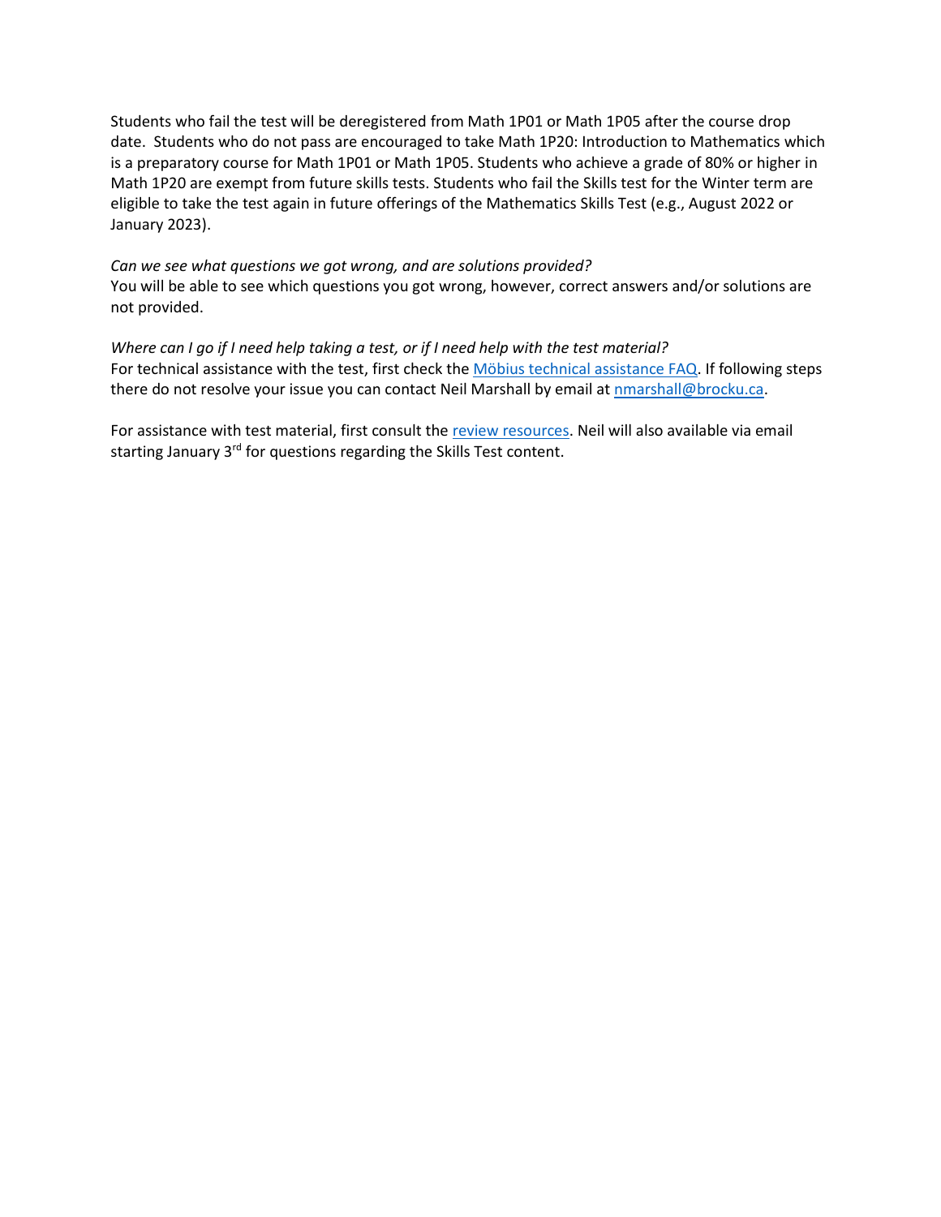Students who fail the test will be deregistered from Math 1P01 or Math 1P05 after the course drop date. Students who do not pass are encouraged to take Math 1P20: Introduction to Mathematics which is a preparatory course for Math 1P01 or Math 1P05. Students who achieve a grade of 80% or higher in Math 1P20 are exempt from future skills tests. Students who fail the Skills test for the Winter term are eligible to take the test again in future offerings of the Mathematics Skills Test (e.g., August 2022 or January 2023).

*Can we see what questions we got wrong, and are solutions provided?*
You will be able to see which questions you got wrong, however, correct answers and/or solutions are not provided.

*Where can I go if I need help taking a test, or if I need help with the test material?*
For technical assistance with the test, first check the [Möbius technical assistance FAQ](). If following steps there do not resolve your issue you can contact Neil Marshall by email at [nmarshall@brocku.ca]().

For assistance with test material, first consult the [review resources](). Neil will also available via email starting January 3rd for questions regarding the Skills Test content.